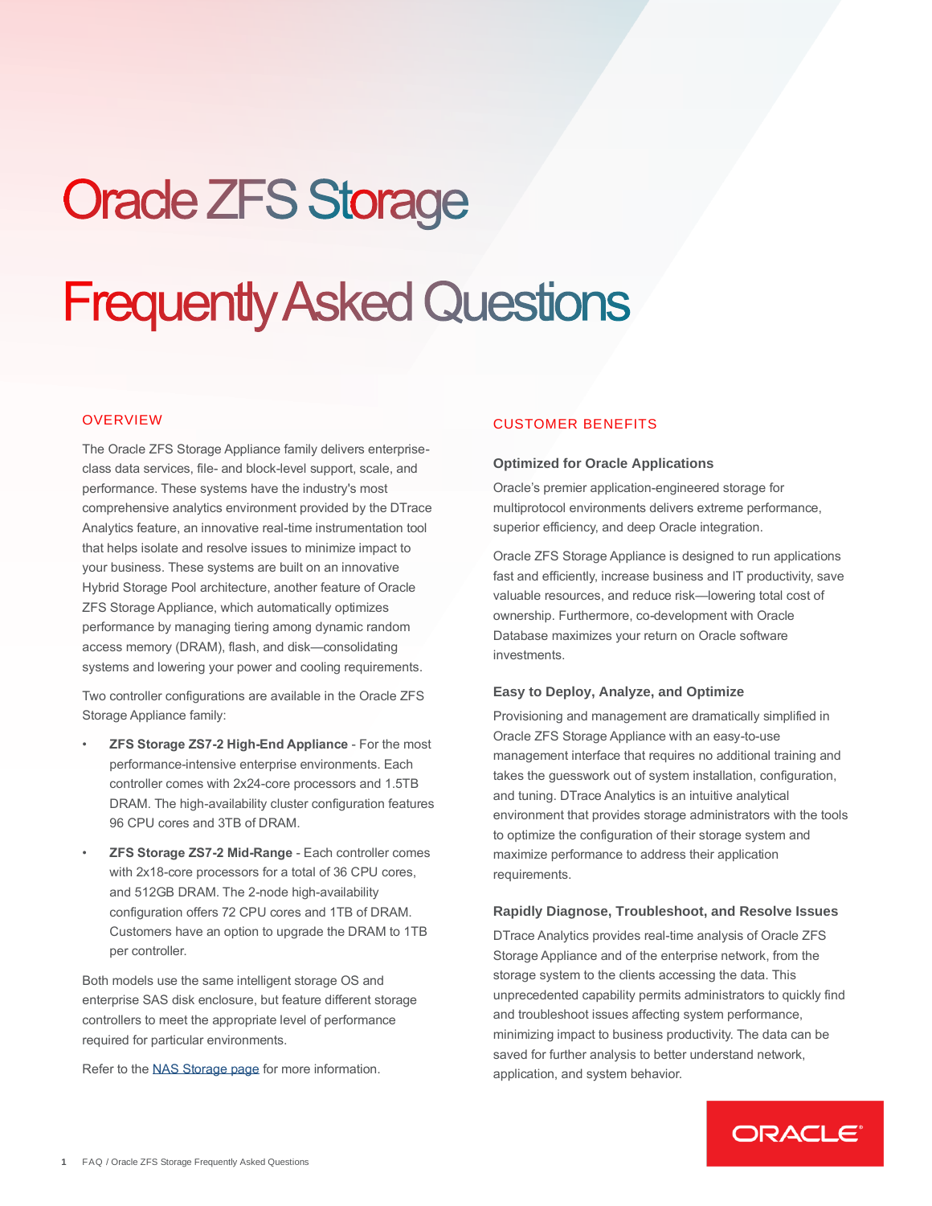# Oracle ZFS Storage

# Frequently Asked Questions

## OVERVIEW

The Oracle ZFS Storage Appliance family delivers enterprise-class data services, file- and block-level support, scale, and performance. These systems have the industry's most comprehensive analytics environment provided by the DTrace Analytics feature, an innovative real-time instrumentation tool that helps isolate and resolve issues to minimize impact to your business. These systems are built on an innovative Hybrid Storage Pool architecture, another feature of Oracle ZFS Storage Appliance, which automatically optimizes performance by managing tiering among dynamic random access memory (DRAM), flash, and disk—consolidating systems and lowering your power and cooling requirements.

Two controller configurations are available in the Oracle ZFS Storage Appliance family:

- **ZFS Storage ZS7-2 High-End Appliance** - For the most performance-intensive enterprise environments. Each controller comes with 2x24-core processors and 1.5TB DRAM. The high-availability cluster configuration features 96 CPU cores and 3TB of DRAM.
- **ZFS Storage ZS7-2 Mid-Range** - Each controller comes with 2x18-core processors for a total of 36 CPU cores, and 512GB DRAM. The 2-node high-availability configuration offers 72 CPU cores and 1TB of DRAM. Customers have an option to upgrade the DRAM to 1TB per controller.

Both models use the same intelligent storage OS and enterprise SAS disk enclosure, but feature different storage controllers to meet the appropriate level of performance required for particular environments.

Refer to the NAS Storage page for more information.

## CUSTOMER BENEFITS

### Optimized for Oracle Applications

Oracle's premier application-engineered storage for multiprotocol environments delivers extreme performance, superior efficiency, and deep Oracle integration.

Oracle ZFS Storage Appliance is designed to run applications fast and efficiently, increase business and IT productivity, save valuable resources, and reduce risk—lowering total cost of ownership. Furthermore, co-development with Oracle Database maximizes your return on Oracle software investments.

### Easy to Deploy, Analyze, and Optimize

Provisioning and management are dramatically simplified in Oracle ZFS Storage Appliance with an easy-to-use management interface that requires no additional training and takes the guesswork out of system installation, configuration, and tuning. DTrace Analytics is an intuitive analytical environment that provides storage administrators with the tools to optimize the configuration of their storage system and maximize performance to address their application requirements.

### Rapidly Diagnose, Troubleshoot, and Resolve Issues

DTrace Analytics provides real-time analysis of Oracle ZFS Storage Appliance and of the enterprise network, from the storage system to the clients accessing the data. This unprecedented capability permits administrators to quickly find and troubleshoot issues affecting system performance, minimizing impact to business productivity. The data can be saved for further analysis to better understand network, application, and system behavior.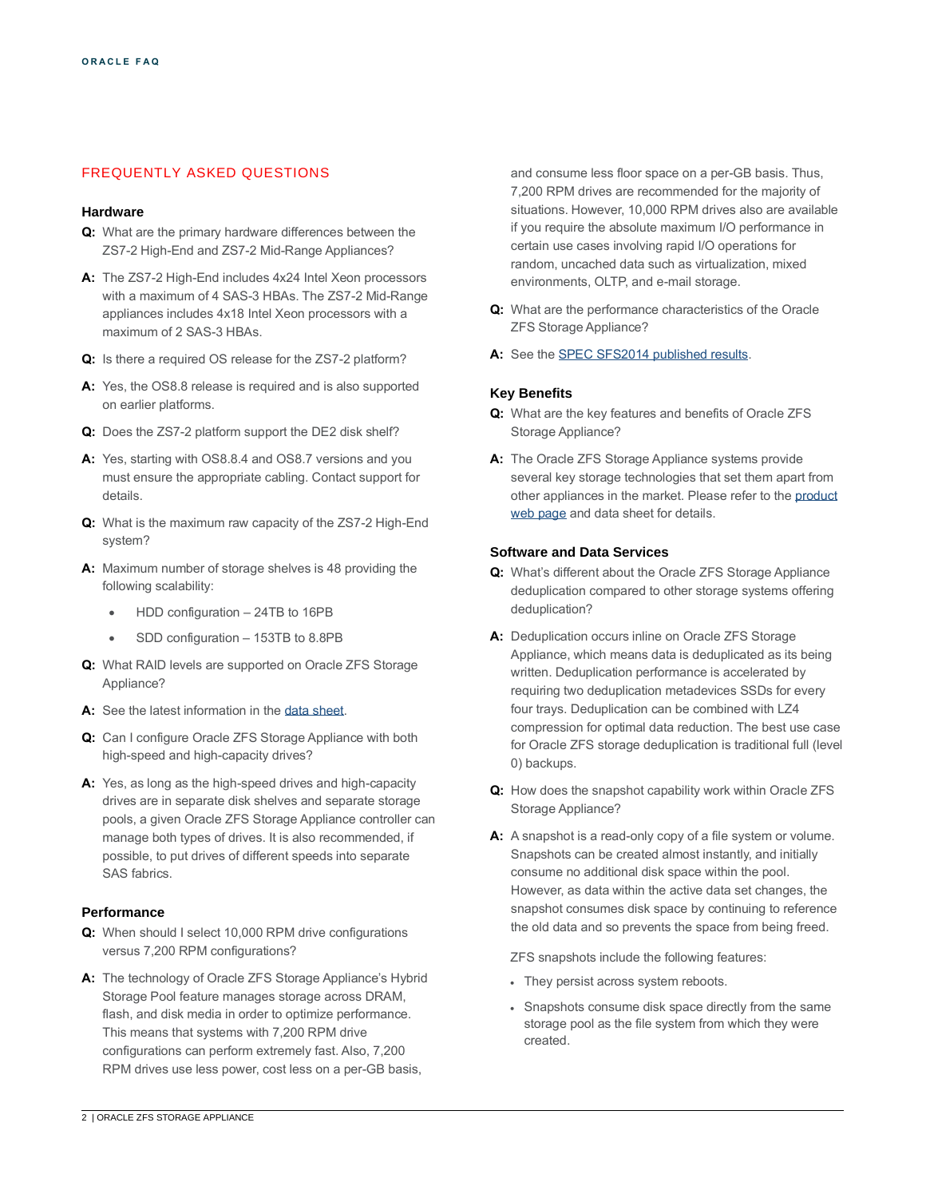## FREQUENTLY ASKED QUESTIONS

### Hardware

**Q:** What are the primary hardware differences between the ZS7-2 High-End and ZS7-2 Mid-Range Appliances?

**A:** The ZS7-2 High-End includes 4x24 Intel Xeon processors with a maximum of 4 SAS-3 HBAs. The ZS7-2 Mid-Range appliances includes 4x18 Intel Xeon processors with a maximum of 2 SAS-3 HBAs.

**Q:** Is there a required OS release for the ZS7-2 platform?

**A:** Yes, the OS8.8 release is required and is also supported on earlier platforms.

**Q:** Does the ZS7-2 platform support the DE2 disk shelf?

**A:** Yes, starting with OS8.8.4 and OS8.7 versions and you must ensure the appropriate cabling. Contact support for details.

**Q:** What is the maximum raw capacity of the ZS7-2 High-End system?

**A:** Maximum number of storage shelves is 48 providing the following scalability:

- HDD configuration – 24TB to 16PB
- SDD configuration – 153TB to 8.8PB

**Q:** What RAID levels are supported on Oracle ZFS Storage Appliance?

**A:** See the latest information in the [data sheet](#).

**Q:** Can I configure Oracle ZFS Storage Appliance with both high-speed and high-capacity drives?

**A:** Yes, as long as the high-speed drives and high-capacity drives are in separate disk shelves and separate storage pools, a given Oracle ZFS Storage Appliance controller can manage both types of drives. It is also recommended, if possible, to put drives of different speeds into separate SAS fabrics.

### Performance

**Q:** When should I select 10,000 RPM drive configurations versus 7,200 RPM configurations?

**A:** The technology of Oracle ZFS Storage Appliance's Hybrid Storage Pool feature manages storage across DRAM, flash, and disk media in order to optimize performance. This means that systems with 7,200 RPM drive configurations can perform extremely fast. Also, 7,200 RPM drives use less power, cost less on a per-GB basis, and consume less floor space on a per-GB basis. Thus, 7,200 RPM drives are recommended for the majority of situations. However, 10,000 RPM drives also are available if you require the absolute maximum I/O performance in certain use cases involving rapid I/O operations for random, uncached data such as virtualization, mixed environments, OLTP, and e-mail storage.

**Q:** What are the performance characteristics of the Oracle ZFS Storage Appliance?

**A:** See the [SPEC SFS2014 published results](#).

### Key Benefits

**Q:** What are the key features and benefits of Oracle ZFS Storage Appliance?

**A:** The Oracle ZFS Storage Appliance systems provide several key storage technologies that set them apart from other appliances in the market. Please refer to the [product web page](#) and data sheet for details.

### Software and Data Services

**Q:** What's different about the Oracle ZFS Storage Appliance deduplication compared to other storage systems offering deduplication?

**A:** Deduplication occurs inline on Oracle ZFS Storage Appliance, which means data is deduplicated as its being written. Deduplication performance is accelerated by requiring two deduplication metadevices SSDs for every four trays. Deduplication can be combined with LZ4 compression for optimal data reduction. The best use case for Oracle ZFS storage deduplication is traditional full (level 0) backups.

**Q:** How does the snapshot capability work within Oracle ZFS Storage Appliance?

**A:** A snapshot is a read-only copy of a file system or volume. Snapshots can be created almost instantly, and initially consume no additional disk space within the pool. However, as data within the active data set changes, the snapshot consumes disk space by continuing to reference the old data and so prevents the space from being freed.

ZFS snapshots include the following features:

- They persist across system reboots.
- Snapshots consume disk space directly from the same storage pool as the file system from which they were created.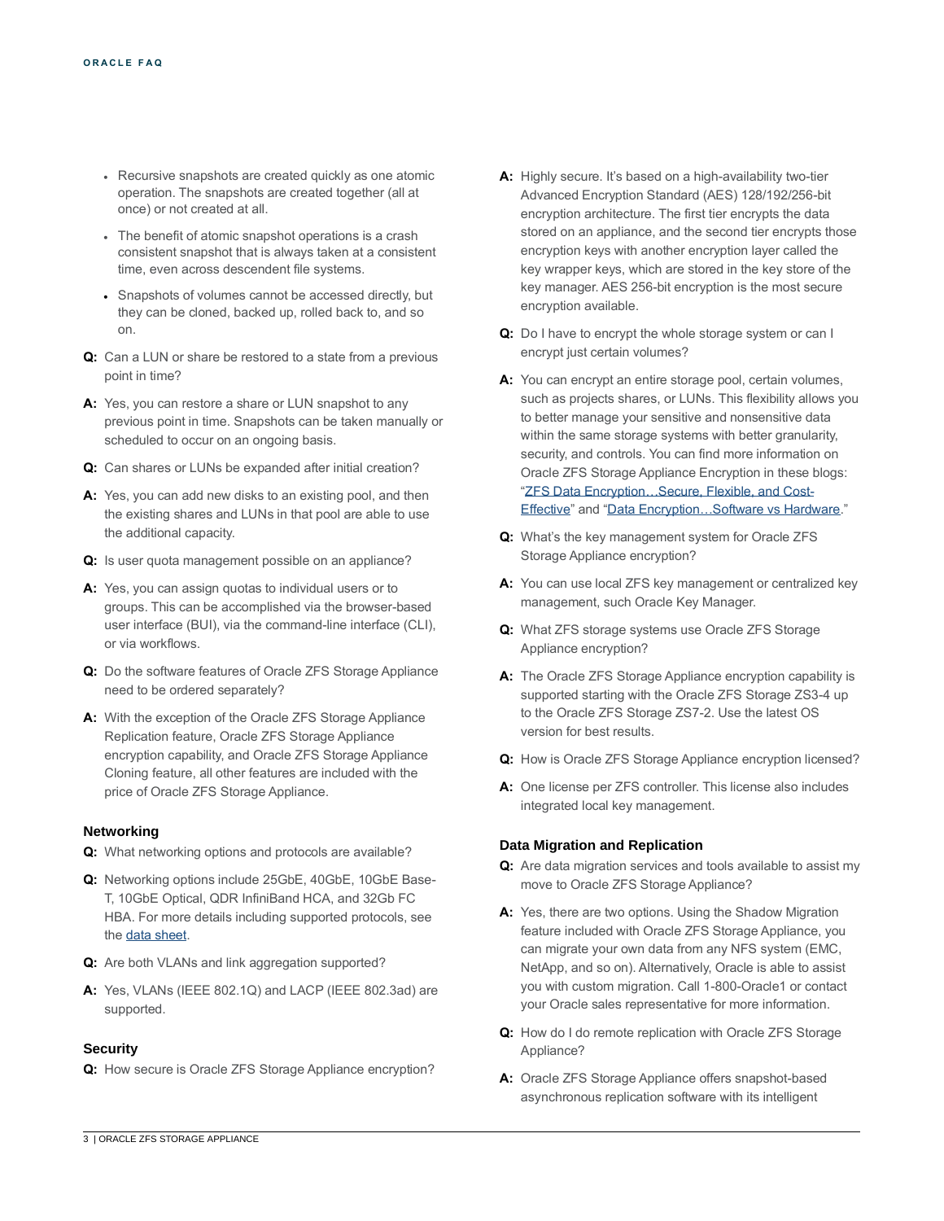- Recursive snapshots are created quickly as one atomic operation. The snapshots are created together (all at once) or not created at all.
- The benefit of atomic snapshot operations is a crash consistent snapshot that is always taken at a consistent time, even across descendent file systems.
- Snapshots of volumes cannot be accessed directly, but they can be cloned, backed up, rolled back to, and so on.

**Q:** Can a LUN or share be restored to a state from a previous point in time?

**A:** Yes, you can restore a share or LUN snapshot to any previous point in time. Snapshots can be taken manually or scheduled to occur on an ongoing basis.

**Q:** Can shares or LUNs be expanded after initial creation?

**A:** Yes, you can add new disks to an existing pool, and then the existing shares and LUNs in that pool are able to use the additional capacity.

**Q:** Is user quota management possible on an appliance?

**A:** Yes, you can assign quotas to individual users or to groups. This can be accomplished via the browser-based user interface (BUI), via the command-line interface (CLI), or via workflows.

**Q:** Do the software features of Oracle ZFS Storage Appliance need to be ordered separately?

**A:** With the exception of the Oracle ZFS Storage Appliance Replication feature, Oracle ZFS Storage Appliance encryption capability, and Oracle ZFS Storage Appliance Cloning feature, all other features are included with the price of Oracle ZFS Storage Appliance.

### Networking

**Q:** What networking options and protocols are available?

**Q:** Networking options include 25GbE, 40GbE, 10GbE Base-T, 10GbE Optical, QDR InfiniBand HCA, and 32Gb FC HBA. For more details including supported protocols, see the data sheet.

**Q:** Are both VLANs and link aggregation supported?

**A:** Yes, VLANs (IEEE 802.1Q) and LACP (IEEE 802.3ad) are supported.

### Security

**Q:** How secure is Oracle ZFS Storage Appliance encryption?

**A:** Highly secure. It's based on a high-availability two-tier Advanced Encryption Standard (AES) 128/192/256-bit encryption architecture. The first tier encrypts the data stored on an appliance, and the second tier encrypts those encryption keys with another encryption layer called the key wrapper keys, which are stored in the key store of the key manager. AES 256-bit encryption is the most secure encryption available.

**Q:** Do I have to encrypt the whole storage system or can I encrypt just certain volumes?

**A:** You can encrypt an entire storage pool, certain volumes, such as projects shares, or LUNs. This flexibility allows you to better manage your sensitive and nonsensitive data within the same storage systems with better granularity, security, and controls. You can find more information on Oracle ZFS Storage Appliance Encryption in these blogs: "ZFS Data Encryption…Secure, Flexible, and Cost-Effective" and "Data Encryption…Software vs Hardware."

**Q:** What's the key management system for Oracle ZFS Storage Appliance encryption?

**A:** You can use local ZFS key management or centralized key management, such Oracle Key Manager.

**Q:** What ZFS storage systems use Oracle ZFS Storage Appliance encryption?

**A:** The Oracle ZFS Storage Appliance encryption capability is supported starting with the Oracle ZFS Storage ZS3-4 up to the Oracle ZFS Storage ZS7-2. Use the latest OS version for best results.

**Q:** How is Oracle ZFS Storage Appliance encryption licensed?

**A:** One license per ZFS controller. This license also includes integrated local key management.

### Data Migration and Replication

**Q:** Are data migration services and tools available to assist my move to Oracle ZFS Storage Appliance?

**A:** Yes, there are two options. Using the Shadow Migration feature included with Oracle ZFS Storage Appliance, you can migrate your own data from any NFS system (EMC, NetApp, and so on). Alternatively, Oracle is able to assist you with custom migration. Call 1-800-Oracle1 or contact your Oracle sales representative for more information.

**Q:** How do I do remote replication with Oracle ZFS Storage Appliance?

**A:** Oracle ZFS Storage Appliance offers snapshot-based asynchronous replication software with its intelligent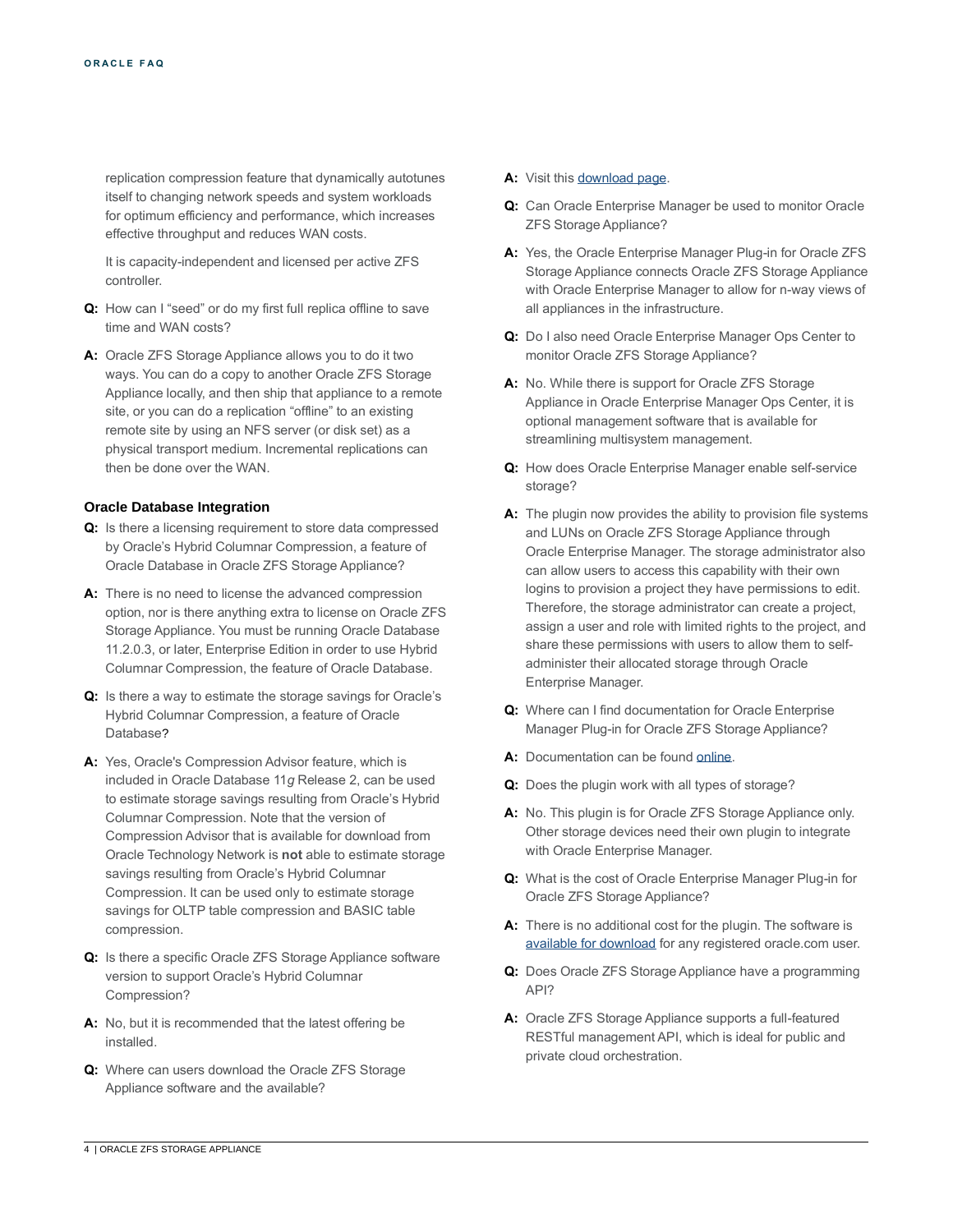replication compression feature that dynamically autotunes itself to changing network speeds and system workloads for optimum efficiency and performance, which increases effective throughput and reduces WAN costs.

It is capacity-independent and licensed per active ZFS controller.

**Q:** How can I "seed" or do my first full replica offline to save time and WAN costs?

**A:** Oracle ZFS Storage Appliance allows you to do it two ways. You can do a copy to another Oracle ZFS Storage Appliance locally, and then ship that appliance to a remote site, or you can do a replication "offline" to an existing remote site by using an NFS server (or disk set) as a physical transport medium. Incremental replications can then be done over the WAN.

### Oracle Database Integration

**Q:** Is there a licensing requirement to store data compressed by Oracle's Hybrid Columnar Compression, a feature of Oracle Database in Oracle ZFS Storage Appliance?

**A:** There is no need to license the advanced compression option, nor is there anything extra to license on Oracle ZFS Storage Appliance. You must be running Oracle Database 11.2.0.3, or later, Enterprise Edition in order to use Hybrid Columnar Compression, the feature of Oracle Database.

**Q:** Is there a way to estimate the storage savings for Oracle's Hybrid Columnar Compression, a feature of Oracle Database?

**A:** Yes, Oracle's Compression Advisor feature, which is included in Oracle Database 11*g* Release 2, can be used to estimate storage savings resulting from Oracle's Hybrid Columnar Compression. Note that the version of Compression Advisor that is available for download from Oracle Technology Network is **not** able to estimate storage savings resulting from Oracle's Hybrid Columnar Compression. It can be used only to estimate storage savings for OLTP table compression and BASIC table compression.

**Q:** Is there a specific Oracle ZFS Storage Appliance software version to support Oracle's Hybrid Columnar Compression?

**A:** No, but it is recommended that the latest offering be installed.

**Q:** Where can users download the Oracle ZFS Storage Appliance software and the available?

**A:** Visit this download page.

**Q:** Can Oracle Enterprise Manager be used to monitor Oracle ZFS Storage Appliance?

**A:** Yes, the Oracle Enterprise Manager Plug-in for Oracle ZFS Storage Appliance connects Oracle ZFS Storage Appliance with Oracle Enterprise Manager to allow for n-way views of all appliances in the infrastructure.

**Q:** Do I also need Oracle Enterprise Manager Ops Center to monitor Oracle ZFS Storage Appliance?

**A:** No. While there is support for Oracle ZFS Storage Appliance in Oracle Enterprise Manager Ops Center, it is optional management software that is available for streamlining multisystem management.

**Q:** How does Oracle Enterprise Manager enable self-service storage?

**A:** The plugin now provides the ability to provision file systems and LUNs on Oracle ZFS Storage Appliance through Oracle Enterprise Manager. The storage administrator also can allow users to access this capability with their own logins to provision a project they have permissions to edit. Therefore, the storage administrator can create a project, assign a user and role with limited rights to the project, and share these permissions with users to allow them to self-administer their allocated storage through Oracle Enterprise Manager.

**Q:** Where can I find documentation for Oracle Enterprise Manager Plug-in for Oracle ZFS Storage Appliance?

**A:** Documentation can be found online.

**Q:** Does the plugin work with all types of storage?

**A:** No. This plugin is for Oracle ZFS Storage Appliance only. Other storage devices need their own plugin to integrate with Oracle Enterprise Manager.

**Q:** What is the cost of Oracle Enterprise Manager Plug-in for Oracle ZFS Storage Appliance?

**A:** There is no additional cost for the plugin. The software is available for download for any registered oracle.com user.

**Q:** Does Oracle ZFS Storage Appliance have a programming API?

**A:** Oracle ZFS Storage Appliance supports a full-featured RESTful management API, which is ideal for public and private cloud orchestration.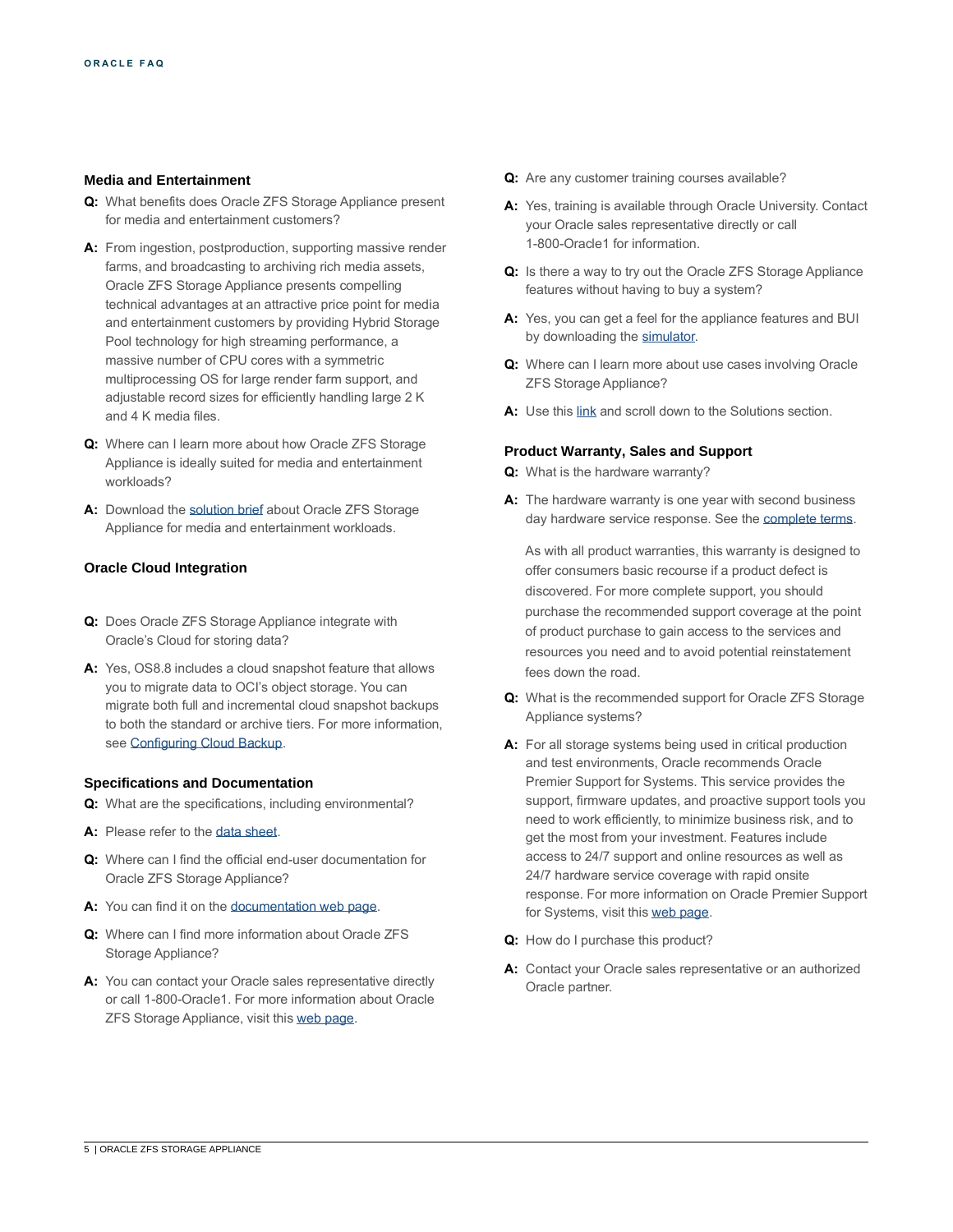### Media and Entertainment

**Q:** What benefits does Oracle ZFS Storage Appliance present for media and entertainment customers?

**A:** From ingestion, postproduction, supporting massive render farms, and broadcasting to archiving rich media assets, Oracle ZFS Storage Appliance presents compelling technical advantages at an attractive price point for media and entertainment customers by providing Hybrid Storage Pool technology for high streaming performance, a massive number of CPU cores with a symmetric multiprocessing OS for large render farm support, and adjustable record sizes for efficiently handling large 2 K and 4 K media files.

**Q:** Where can I learn more about how Oracle ZFS Storage Appliance is ideally suited for media and entertainment workloads?

**A:** Download the solution brief about Oracle ZFS Storage Appliance for media and entertainment workloads.

### Oracle Cloud Integration

**Q:** Does Oracle ZFS Storage Appliance integrate with Oracle's Cloud for storing data?

**A:** Yes, OS8.8 includes a cloud snapshot feature that allows you to migrate data to OCI's object storage. You can migrate both full and incremental cloud snapshot backups to both the standard or archive tiers. For more information, see Configuring Cloud Backup.

### Specifications and Documentation

**Q:** What are the specifications, including environmental?

**A:** Please refer to the data sheet.

**Q:** Where can I find the official end-user documentation for Oracle ZFS Storage Appliance?

**A:** You can find it on the documentation web page.

**Q:** Where can I find more information about Oracle ZFS Storage Appliance?

**A:** You can contact your Oracle sales representative directly or call 1-800-Oracle1. For more information about Oracle ZFS Storage Appliance, visit this web page.

**Q:** Are any customer training courses available?

**A:** Yes, training is available through Oracle University. Contact your Oracle sales representative directly or call 1-800-Oracle1 for information.

**Q:** Is there a way to try out the Oracle ZFS Storage Appliance features without having to buy a system?

**A:** Yes, you can get a feel for the appliance features and BUI by downloading the simulator.

**Q:** Where can I learn more about use cases involving Oracle ZFS Storage Appliance?

**A:** Use this link and scroll down to the Solutions section.

### Product Warranty, Sales and Support

**Q:** What is the hardware warranty?

**A:** The hardware warranty is one year with second business day hardware service response. See the complete terms.

As with all product warranties, this warranty is designed to offer consumers basic recourse if a product defect is discovered. For more complete support, you should purchase the recommended support coverage at the point of product purchase to gain access to the services and resources you need and to avoid potential reinstatement fees down the road.

**Q:** What is the recommended support for Oracle ZFS Storage Appliance systems?

**A:** For all storage systems being used in critical production and test environments, Oracle recommends Oracle Premier Support for Systems. This service provides the support, firmware updates, and proactive support tools you need to work efficiently, to minimize business risk, and to get the most from your investment. Features include access to 24/7 support and online resources as well as 24/7 hardware service coverage with rapid onsite response. For more information on Oracle Premier Support for Systems, visit this web page.

**Q:** How do I purchase this product?

**A:** Contact your Oracle sales representative or an authorized Oracle partner.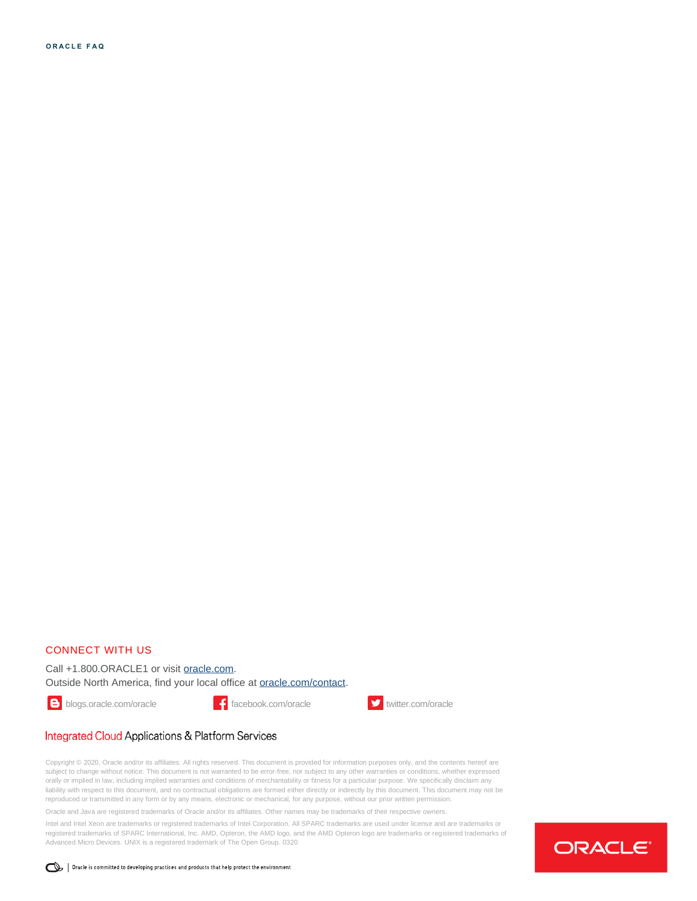## CONNECT WITH US

Call +1.800.ORACLE1 or visit oracle.com.
Outside North America, find your local office at oracle.com/contact.

blogs.oracle.com/oracle    facebook.com/oracle    twitter.com/oracle

Integrated Cloud Applications & Platform Services

Copyright © 2020, Oracle and/or its affiliates. All rights reserved. This document is provided for information purposes only, and the contents hereof are subject to change without notice. This document is not warranted to be error-free, nor subject to any other warranties or conditions, whether expressed orally or implied in law, including implied warranties and conditions of merchantability or fitness for a particular purpose. We specifically disclaim any liability with respect to this document, and no contractual obligations are formed either directly or indirectly by this document. This document may not be reproduced or transmitted in any form or by any means, electronic or mechanical, for any purpose, without our prior written permission.

Oracle and Java are registered trademarks of Oracle and/or its affiliates. Other names may be trademarks of their respective owners.

Intel and Intel Xeon are trademarks or registered trademarks of Intel Corporation. All SPARC trademarks are used under license and are trademarks or registered trademarks of SPARC International, Inc. AMD, Opteron, the AMD logo, and the AMD Opteron logo are trademarks or registered trademarks of Advanced Micro Devices. UNIX is a registered trademark of The Open Group. 0320

Oracle is committed to developing practices and products that help protect the environment